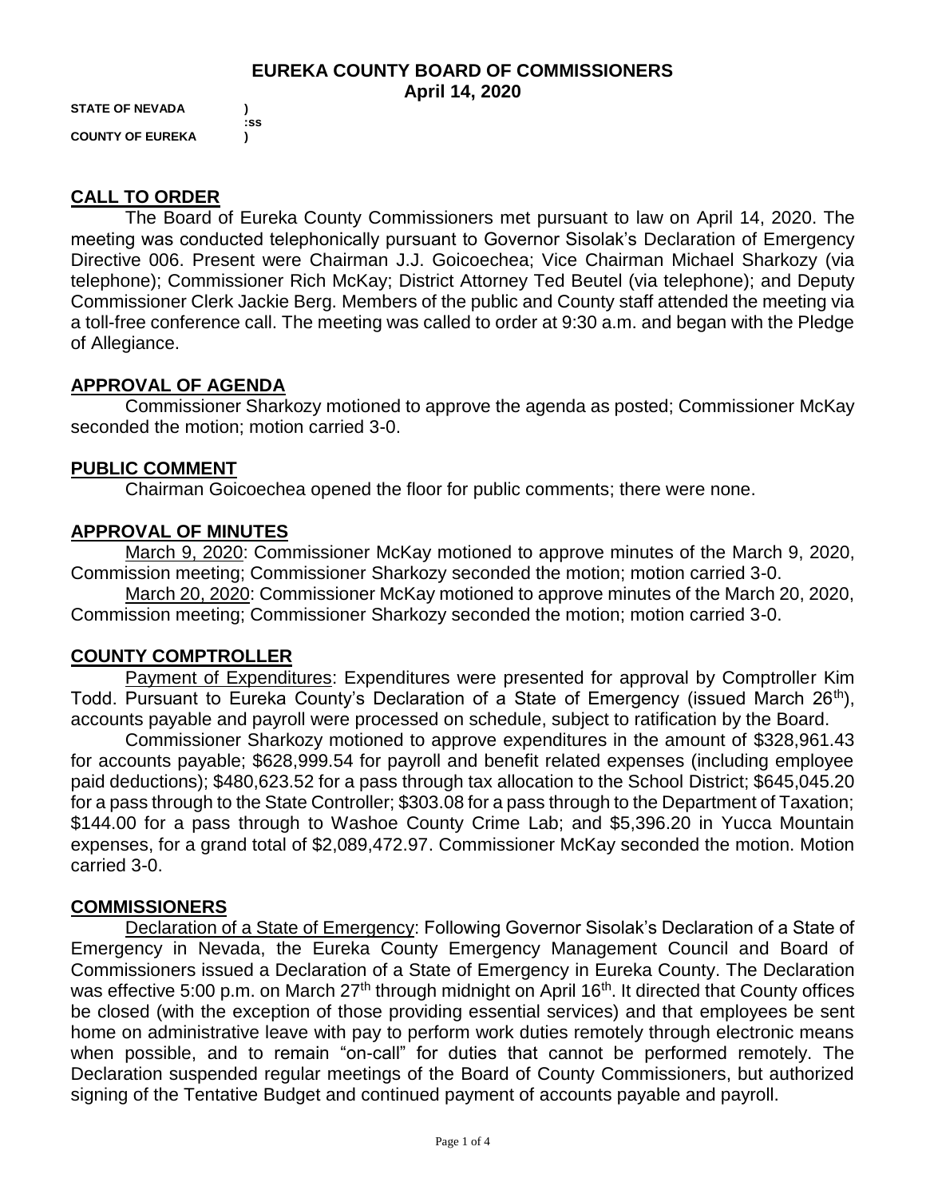# EUREKA COUNTY BOARD OF COMMISSIONERS
## April 14, 2020

**STATE OF NEVADA** )
:ss
**COUNTY OF EUREKA** )

## CALL TO ORDER

The Board of Eureka County Commissioners met pursuant to law on April 14, 2020. The meeting was conducted telephonically pursuant to Governor Sisolak's Declaration of Emergency Directive 006. Present were Chairman J.J. Goicoechea; Vice Chairman Michael Sharkozy (via telephone); Commissioner Rich McKay; District Attorney Ted Beutel (via telephone); and Deputy Commissioner Clerk Jackie Berg. Members of the public and County staff attended the meeting via a toll-free conference call. The meeting was called to order at 9:30 a.m. and began with the Pledge of Allegiance.

## APPROVAL OF AGENDA

Commissioner Sharkozy motioned to approve the agenda as posted; Commissioner McKay seconded the motion; motion carried 3-0.

## PUBLIC COMMENT

Chairman Goicoechea opened the floor for public comments; there were none.

## APPROVAL OF MINUTES

March 9, 2020: Commissioner McKay motioned to approve minutes of the March 9, 2020, Commission meeting; Commissioner Sharkozy seconded the motion; motion carried 3-0.

March 20, 2020: Commissioner McKay motioned to approve minutes of the March 20, 2020, Commission meeting; Commissioner Sharkozy seconded the motion; motion carried 3-0.

## COUNTY COMPTROLLER

Payment of Expenditures: Expenditures were presented for approval by Comptroller Kim Todd. Pursuant to Eureka County's Declaration of a State of Emergency (issued March 26th), accounts payable and payroll were processed on schedule, subject to ratification by the Board.

Commissioner Sharkozy motioned to approve expenditures in the amount of $328,961.43 for accounts payable; $628,999.54 for payroll and benefit related expenses (including employee paid deductions); $480,623.52 for a pass through tax allocation to the School District; $645,045.20 for a pass through to the State Controller; $303.08 for a pass through to the Department of Taxation; $144.00 for a pass through to Washoe County Crime Lab; and $5,396.20 in Yucca Mountain expenses, for a grand total of $2,089,472.97. Commissioner McKay seconded the motion. Motion carried 3-0.

## COMMISSIONERS

Declaration of a State of Emergency: Following Governor Sisolak's Declaration of a State of Emergency in Nevada, the Eureka County Emergency Management Council and Board of Commissioners issued a Declaration of a State of Emergency in Eureka County. The Declaration was effective 5:00 p.m. on March 27th through midnight on April 16th. It directed that County offices be closed (with the exception of those providing essential services) and that employees be sent home on administrative leave with pay to perform work duties remotely through electronic means when possible, and to remain "on-call" for duties that cannot be performed remotely. The Declaration suspended regular meetings of the Board of County Commissioners, but authorized signing of the Tentative Budget and continued payment of accounts payable and payroll.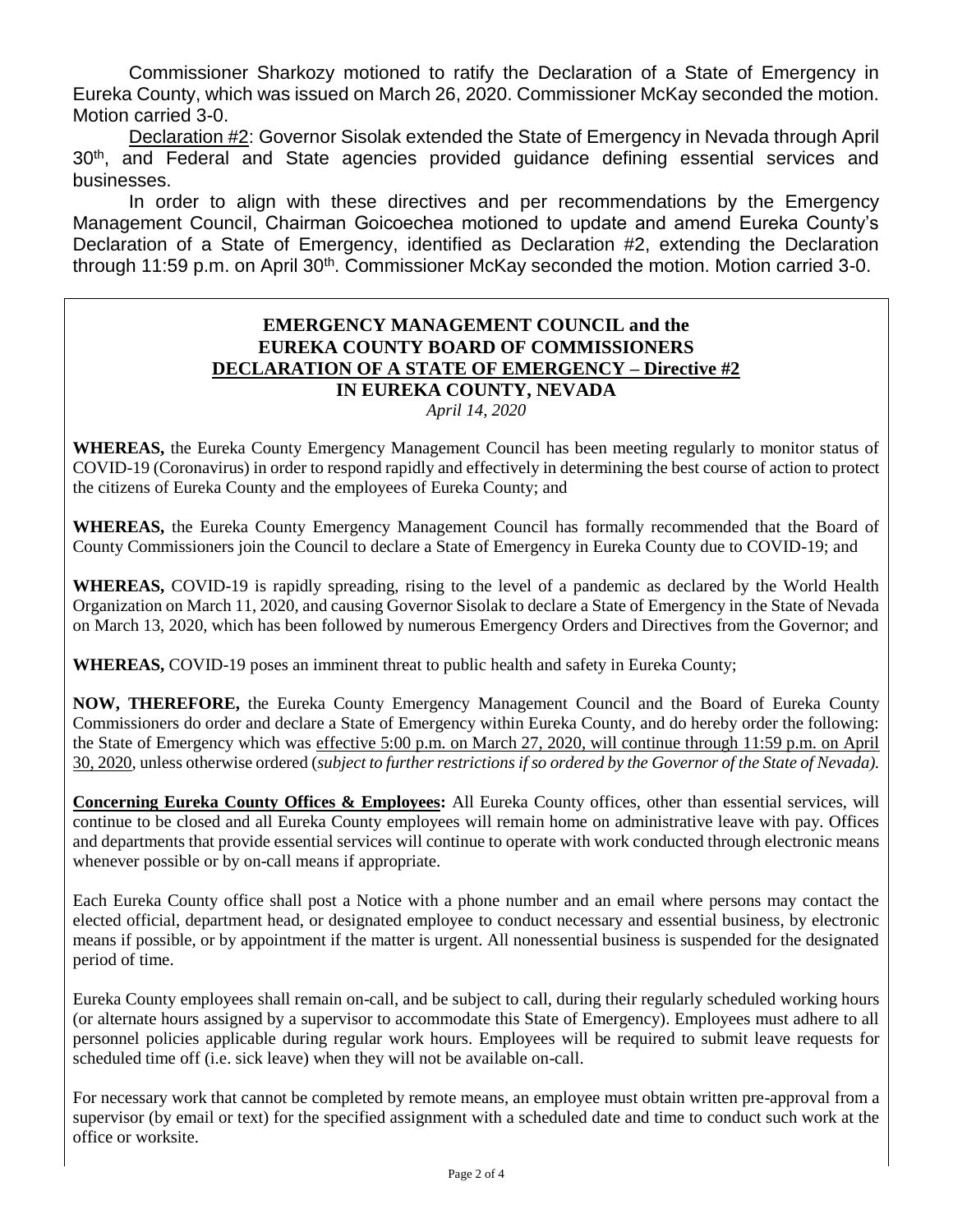Commissioner Sharkozy motioned to ratify the Declaration of a State of Emergency in Eureka County, which was issued on March 26, 2020. Commissioner McKay seconded the motion. Motion carried 3-0.

Declaration #2: Governor Sisolak extended the State of Emergency in Nevada through April 30th, and Federal and State agencies provided guidance defining essential services and businesses.

In order to align with these directives and per recommendations by the Emergency Management Council, Chairman Goicoechea motioned to update and amend Eureka County's Declaration of a State of Emergency, identified as Declaration #2, extending the Declaration through 11:59 p.m. on April 30th. Commissioner McKay seconded the motion. Motion carried 3-0.

**EMERGENCY MANAGEMENT COUNCIL and the**
**EUREKA COUNTY BOARD OF COMMISSIONERS**
**DECLARATION OF A STATE OF EMERGENCY – Directive #2**
**IN EUREKA COUNTY, NEVADA**
*April 14, 2020*

**WHEREAS,** the Eureka County Emergency Management Council has been meeting regularly to monitor status of COVID-19 (Coronavirus) in order to respond rapidly and effectively in determining the best course of action to protect the citizens of Eureka County and the employees of Eureka County; and

**WHEREAS,** the Eureka County Emergency Management Council has formally recommended that the Board of County Commissioners join the Council to declare a State of Emergency in Eureka County due to COVID-19; and

**WHEREAS,** COVID-19 is rapidly spreading, rising to the level of a pandemic as declared by the World Health Organization on March 11, 2020, and causing Governor Sisolak to declare a State of Emergency in the State of Nevada on March 13, 2020, which has been followed by numerous Emergency Orders and Directives from the Governor; and

**WHEREAS,** COVID-19 poses an imminent threat to public health and safety in Eureka County;

**NOW, THEREFORE,** the Eureka County Emergency Management Council and the Board of Eureka County Commissioners do order and declare a State of Emergency within Eureka County, and do hereby order the following: the State of Emergency which was effective 5:00 p.m. on March 27, 2020, will continue through 11:59 p.m. on April 30, 2020, unless otherwise ordered (*subject to further restrictions if so ordered by the Governor of the State of Nevada).*

**Concerning Eureka County Offices & Employees:** All Eureka County offices, other than essential services, will continue to be closed and all Eureka County employees will remain home on administrative leave with pay. Offices and departments that provide essential services will continue to operate with work conducted through electronic means whenever possible or by on-call means if appropriate.

Each Eureka County office shall post a Notice with a phone number and an email where persons may contact the elected official, department head, or designated employee to conduct necessary and essential business, by electronic means if possible, or by appointment if the matter is urgent. All nonessential business is suspended for the designated period of time.

Eureka County employees shall remain on-call, and be subject to call, during their regularly scheduled working hours (or alternate hours assigned by a supervisor to accommodate this State of Emergency). Employees must adhere to all personnel policies applicable during regular work hours. Employees will be required to submit leave requests for scheduled time off (i.e. sick leave) when they will not be available on-call.

For necessary work that cannot be completed by remote means, an employee must obtain written pre-approval from a supervisor (by email or text) for the specified assignment with a scheduled date and time to conduct such work at the office or worksite.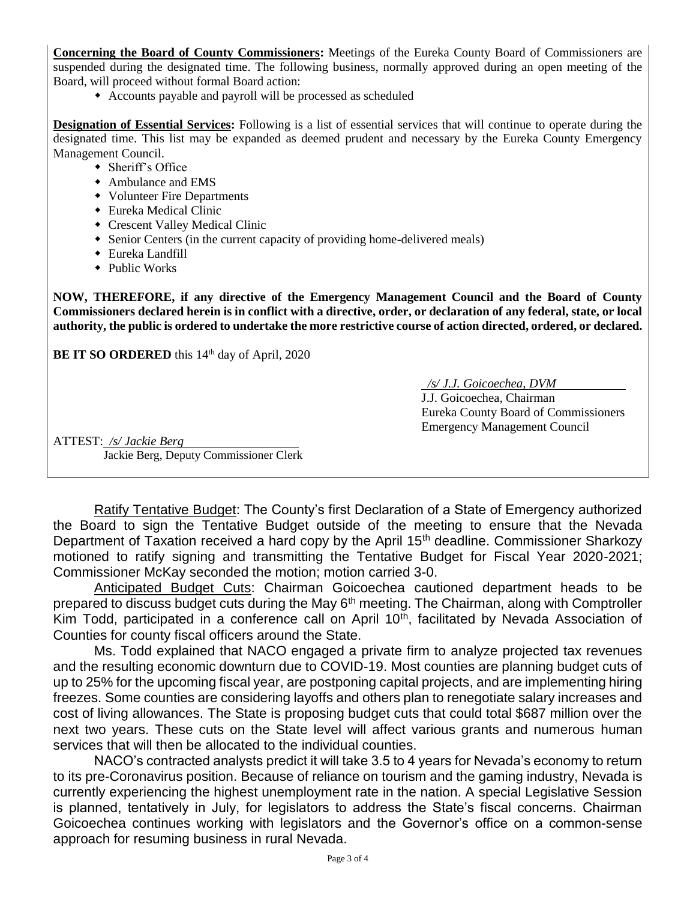**Concerning the Board of County Commissioners:** Meetings of the Eureka County Board of Commissioners are suspended during the designated time. The following business, normally approved during an open meeting of the Board, will proceed without formal Board action:

- Accounts payable and payroll will be processed as scheduled

**Designation of Essential Services:** Following is a list of essential services that will continue to operate during the designated time. This list may be expanded as deemed prudent and necessary by the Eureka County Emergency Management Council.

- Sheriff's Office
- Ambulance and EMS
- Volunteer Fire Departments
- Eureka Medical Clinic
- Crescent Valley Medical Clinic
- Senior Centers (in the current capacity of providing home-delivered meals)
- Eureka Landfill
- Public Works

**NOW, THEREFORE, if any directive of the Emergency Management Council and the Board of County Commissioners declared herein is in conflict with a directive, order, or declaration of any federal, state, or local authority, the public is ordered to undertake the more restrictive course of action directed, ordered, or declared.**

**BE IT SO ORDERED** this 14th day of April, 2020

*/s/ J.J. Goicoechea, DVM*
J.J. Goicoechea, Chairman
Eureka County Board of Commissioners
Emergency Management Council

ATTEST: */s/ Jackie Berg*
Jackie Berg, Deputy Commissioner Clerk

Ratify Tentative Budget: The County's first Declaration of a State of Emergency authorized the Board to sign the Tentative Budget outside of the meeting to ensure that the Nevada Department of Taxation received a hard copy by the April 15th deadline. Commissioner Sharkozy motioned to ratify signing and transmitting the Tentative Budget for Fiscal Year 2020-2021; Commissioner McKay seconded the motion; motion carried 3-0.

Anticipated Budget Cuts: Chairman Goicoechea cautioned department heads to be prepared to discuss budget cuts during the May 6th meeting. The Chairman, along with Comptroller Kim Todd, participated in a conference call on April 10th, facilitated by Nevada Association of Counties for county fiscal officers around the State.

Ms. Todd explained that NACO engaged a private firm to analyze projected tax revenues and the resulting economic downturn due to COVID-19. Most counties are planning budget cuts of up to 25% for the upcoming fiscal year, are postponing capital projects, and are implementing hiring freezes. Some counties are considering layoffs and others plan to renegotiate salary increases and cost of living allowances. The State is proposing budget cuts that could total $687 million over the next two years. These cuts on the State level will affect various grants and numerous human services that will then be allocated to the individual counties.

NACO's contracted analysts predict it will take 3.5 to 4 years for Nevada's economy to return to its pre-Coronavirus position. Because of reliance on tourism and the gaming industry, Nevada is currently experiencing the highest unemployment rate in the nation. A special Legislative Session is planned, tentatively in July, for legislators to address the State's fiscal concerns. Chairman Goicoechea continues working with legislators and the Governor's office on a common-sense approach for resuming business in rural Nevada.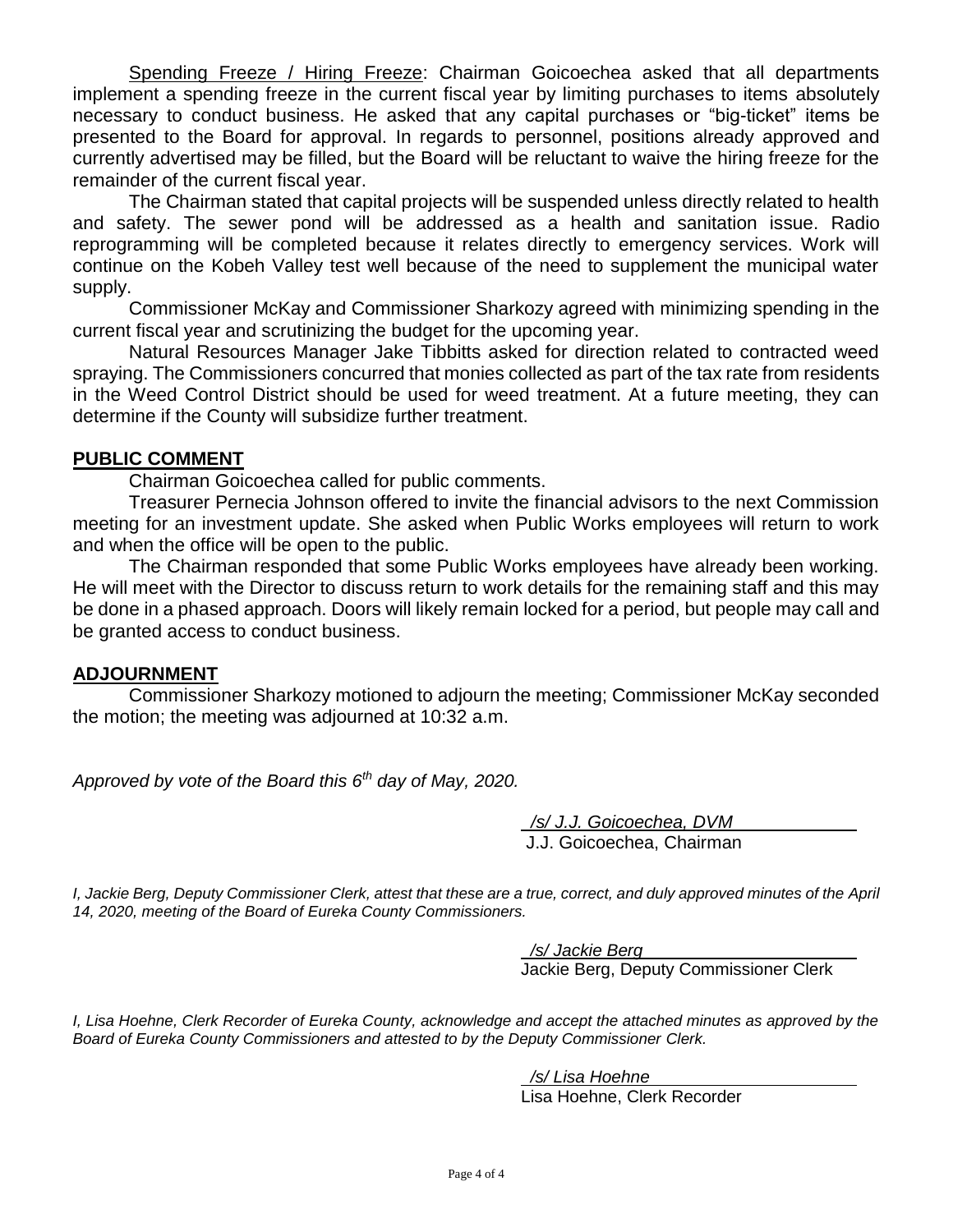Spending Freeze / Hiring Freeze: Chairman Goicoechea asked that all departments implement a spending freeze in the current fiscal year by limiting purchases to items absolutely necessary to conduct business. He asked that any capital purchases or "big-ticket" items be presented to the Board for approval. In regards to personnel, positions already approved and currently advertised may be filled, but the Board will be reluctant to waive the hiring freeze for the remainder of the current fiscal year.

The Chairman stated that capital projects will be suspended unless directly related to health and safety. The sewer pond will be addressed as a health and sanitation issue. Radio reprogramming will be completed because it relates directly to emergency services. Work will continue on the Kobeh Valley test well because of the need to supplement the municipal water supply.

Commissioner McKay and Commissioner Sharkozy agreed with minimizing spending in the current fiscal year and scrutinizing the budget for the upcoming year.

Natural Resources Manager Jake Tibbitts asked for direction related to contracted weed spraying. The Commissioners concurred that monies collected as part of the tax rate from residents in the Weed Control District should be used for weed treatment. At a future meeting, they can determine if the County will subsidize further treatment.

## PUBLIC COMMENT

Chairman Goicoechea called for public comments.

Treasurer Pernecia Johnson offered to invite the financial advisors to the next Commission meeting for an investment update. She asked when Public Works employees will return to work and when the office will be open to the public.

The Chairman responded that some Public Works employees have already been working. He will meet with the Director to discuss return to work details for the remaining staff and this may be done in a phased approach. Doors will likely remain locked for a period, but people may call and be granted access to conduct business.

## ADJOURNMENT

Commissioner Sharkozy motioned to adjourn the meeting; Commissioner McKay seconded the motion; the meeting was adjourned at 10:32 a.m.

*Approved by vote of the Board this 6th day of May, 2020.*

*/s/ J.J. Goicoechea, DVM*
J.J. Goicoechea, Chairman

*I, Jackie Berg, Deputy Commissioner Clerk, attest that these are a true, correct, and duly approved minutes of the April 14, 2020, meeting of the Board of Eureka County Commissioners.*

*/s/ Jackie Berg*
Jackie Berg, Deputy Commissioner Clerk

*I, Lisa Hoehne, Clerk Recorder of Eureka County, acknowledge and accept the attached minutes as approved by the Board of Eureka County Commissioners and attested to by the Deputy Commissioner Clerk.*

*/s/ Lisa Hoehne*
Lisa Hoehne, Clerk Recorder